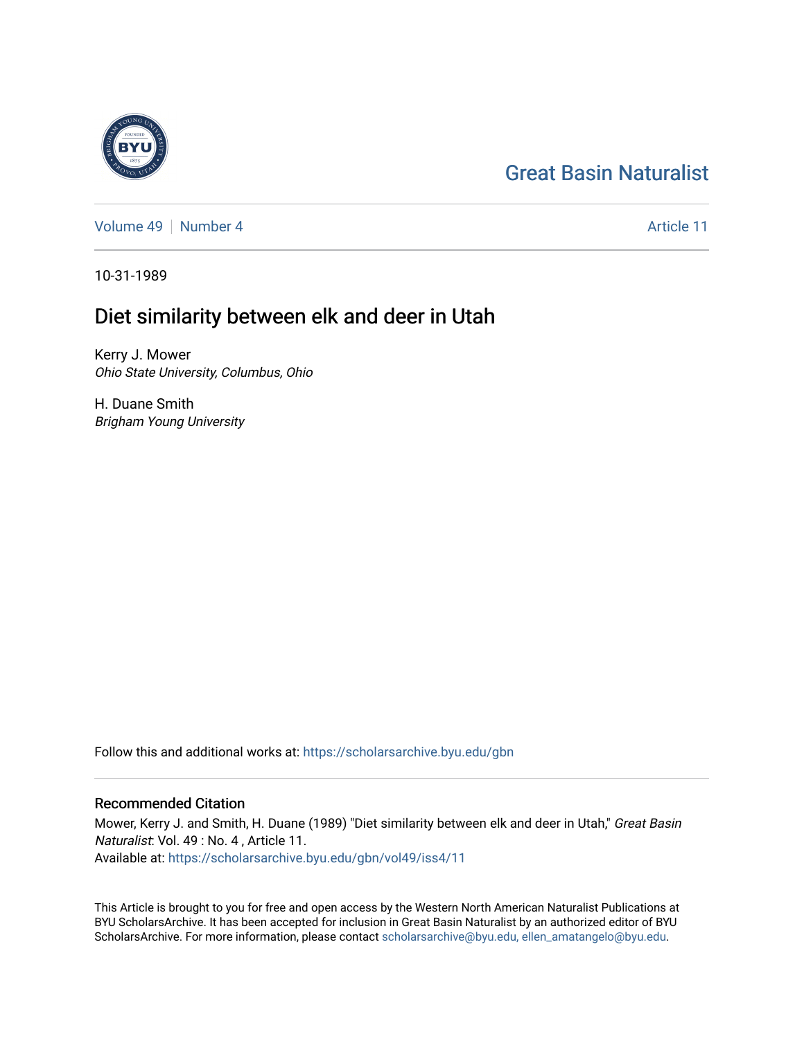Great Basin Naturalist

Volume 49 | Number 4 | Article 11

10-31-1989

# Diet similarity between elk and deer in Utah

Kerry J. Mower
*Ohio State University, Columbus, Ohio*

H. Duane Smith
*Brigham Young University*

Follow this and additional works at: https://scholarsarchive.byu.edu/gbn

## Recommended Citation

Mower, Kerry J. and Smith, H. Duane (1989) "Diet similarity between elk and deer in Utah," *Great Basin Naturalist*: Vol. 49 : No. 4 , Article 11.
Available at: https://scholarsarchive.byu.edu/gbn/vol49/iss4/11

This Article is brought to you for free and open access by the Western North American Naturalist Publications at BYU ScholarsArchive. It has been accepted for inclusion in Great Basin Naturalist by an authorized editor of BYU ScholarsArchive. For more information, please contact scholarsarchive@byu.edu, ellen_amatangelo@byu.edu.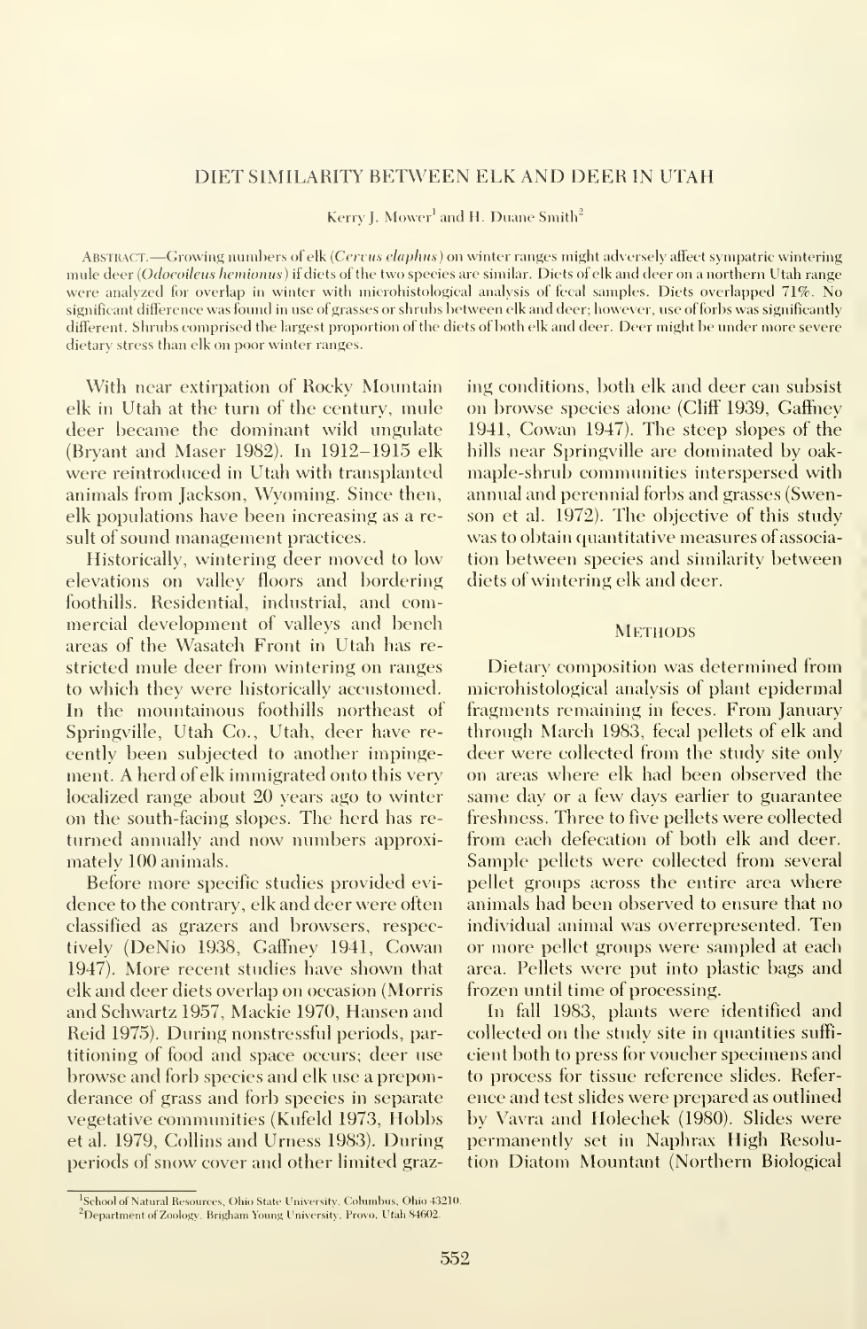## DIET SIMILARITY BETWEEN ELK AND DEER IN UTAH

Kerry J. Mower[1] and H. Duane Smith[2]

ABSTRACT.—Growing numbers of elk (*Cervus elaphus*) on winter ranges might adversely affect sympatric wintering mule deer (*Odocoileus hemionus*) if diets of the two species are similar. Diets of elk and deer on a northern Utah range were analyzed for overlap in winter with microhistological analysis of fecal samples. Diets overlapped 71%. No significant difference was found in use of grasses or shrubs between elk and deer; however, use of forbs was significantly different. Shrubs comprised the largest proportion of the diets of both elk and deer. Deer might be under more severe dietary stress than elk on poor winter ranges.

With near extirpation of Rocky Mountain elk in Utah at the turn of the century, mule deer became the dominant wild ungulate (Bryant and Maser 1982). In 1912–1915 elk were reintroduced in Utah with transplanted animals from Jackson, Wyoming. Since then, elk populations have been increasing as a result of sound management practices.

Historically, wintering deer moved to low elevations on valley floors and bordering foothills. Residential, industrial, and commercial development of valleys and bench areas of the Wasatch Front in Utah has restricted mule deer from wintering on ranges to which they were historically accustomed. In the mountainous foothills northeast of Springville, Utah Co., Utah, deer have recently been subjected to another impingement. A herd of elk immigrated onto this very localized range about 20 years ago to winter on the south-facing slopes. The herd has returned annually and now numbers approximately 100 animals.

Before more specific studies provided evidence to the contrary, elk and deer were often classified as grazers and browsers, respectively (DeNio 1938, Gaffney 1941, Cowan 1947). More recent studies have shown that elk and deer diets overlap on occasion (Morris and Schwartz 1957, Mackie 1970, Hansen and Reid 1975). During nonstressful periods, partitioning of food and space occurs; deer use browse and forb species and elk use a preponderance of grass and forb species in separate vegetative communities (Kufeld 1973, Hobbs et al. 1979, Collins and Urness 1983). During periods of snow cover and other limited grazing conditions, both elk and deer can subsist on browse species alone (Cliff 1939, Gaffney 1941, Cowan 1947). The steep slopes of the hills near Springville are dominated by oak-maple-shrub communities interspersed with annual and perennial forbs and grasses (Swenson et al. 1972). The objective of this study was to obtain quantitative measures of association between species and similarity between diets of wintering elk and deer.

### METHODS

Dietary composition was determined from microhistological analysis of plant epidermal fragments remaining in feces. From January through March 1983, fecal pellets of elk and deer were collected from the study site only on areas where elk had been observed the same day or a few days earlier to guarantee freshness. Three to five pellets were collected from each defecation of both elk and deer. Sample pellets were collected from several pellet groups across the entire area where animals had been observed to ensure that no individual animal was overrepresented. Ten or more pellet groups were sampled at each area. Pellets were put into plastic bags and frozen until time of processing.

In fall 1983, plants were identified and collected on the study site in quantities sufficient both to press for voucher specimens and to process for tissue reference slides. Reference and test slides were prepared as outlined by Vavra and Holechek (1980). Slides were permanently set in Naphrax High Resolution Diatom Mountant (Northern Biological

[1]School of Natural Resources, Ohio State University, Columbus, Ohio 43210.
[2]Department of Zoology, Brigham Young University, Provo, Utah 84602.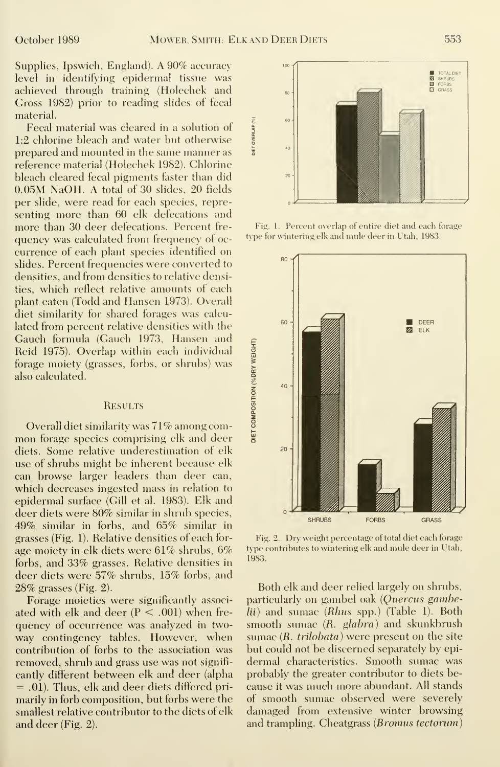Supplies, Ipswich, England). A 90% accuracy level in identifying epidermal tissue was achieved through training (Holechek and Gross 1982) prior to reading slides of fecal material.

Fecal material was cleared in a solution of 1:2 chlorine bleach and water but otherwise prepared and mounted in the same manner as reference material (Holechek 1982). Chlorine bleach cleared fecal pigments faster than did 0.05M NaOH. A total of 30 slides, 20 fields per slide, were read for each species, representing more than 60 elk defecations and more than 30 deer defecations. Percent frequency was calculated from frequency of occurrence of each plant species identified on slides. Percent frequencies were converted to densities, and from densities to relative densities, which reflect relative amounts of each plant eaten (Todd and Hansen 1973). Overall diet similarity for shared forages was calculated from percent relative densities with the Gauch formula (Gauch 1973, Hansen and Reid 1975). Overlap within each individual forage moiety (grasses, forbs, or shrubs) was also calculated.

## Results

Overall diet similarity was 71% among common forage species comprising elk and deer diets. Some relative underestimation of elk use of shrubs might be inherent because elk can browse larger leaders than deer can, which decreases ingested mass in relation to epidermal surface (Gill et al. 1983). Elk and deer diets were 80% similar in shrub species, 49% similar in forbs, and 65% similar in grasses (Fig. 1). Relative densities of each forage moiety in elk diets were 61% shrubs, 6% forbs, and 33% grasses. Relative densities in deer diets were 57% shrubs, 15% forbs, and 28% grasses (Fig. 2).

Forage moieties were significantly associated with elk and deer ($P < .001$) when frequency of occurrence was analyzed in two-way contingency tables. However, when contribution of forbs to the association was removed, shrub and grass use was not significantly different between elk and deer (alpha $= .01$). Thus, elk and deer diets differed primarily in forb composition, but forbs were the smallest relative contributor to the diets of elk and deer (Fig. 2).

Fig. 1. Percent overlap of entire diet and each forage type for wintering elk and mule deer in Utah, 1983.

Fig. 2. Dry weight percentage of total diet each forage type contributes to wintering elk and mule deer in Utah, 1983.

Both elk and deer relied largely on shrubs, particularly on gambel oak (*Quercus gambelii*) and sumac (*Rhus* spp.) (Table 1). Both smooth sumac (*R. glabra*) and skunkbrush sumac (*R. trilobata*) were present on the site but could not be discerned separately by epidermal characteristics. Smooth sumac was probably the greater contributor to diets because it was much more abundant. All stands of smooth sumac observed were severely damaged from extensive winter browsing and trampling. Cheatgrass (*Bromus tectorum*)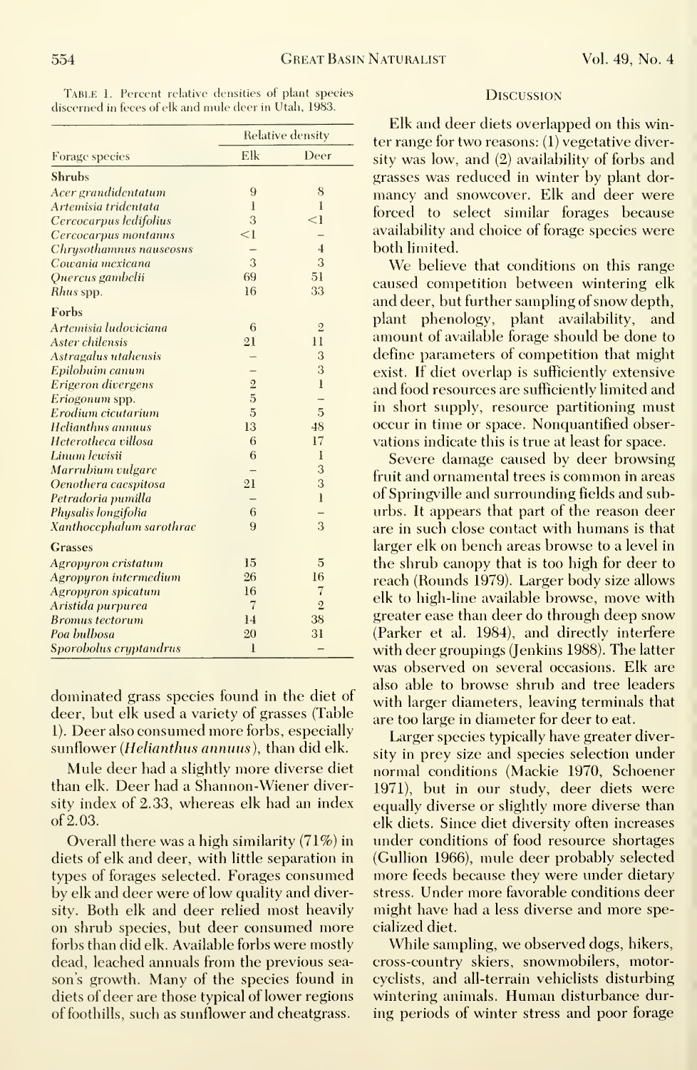Table 1. Percent relative densities of plant species discerned in feces of elk and mule deer in Utah, 1983.

| Forage species | Relative density | |
|---|---|---|
| | Elk | Deer |
| **Shrubs** | | |
| *Acer grandidentatum* | 9 | 8 |
| *Artemisia tridentata* | 1 | 1 |
| *Cercocarpus ledifolius* | 3 | <1 |
| *Cercocarpus montanus* | <1 | – |
| *Chrysothamnus nauseosus* | – | 4 |
| *Cowania mexicana* | 3 | 3 |
| *Quercus gambelii* | 69 | 51 |
| *Rhus* spp. | 16 | 33 |
| **Forbs** | | |
| *Artemisia ludoviciana* | 6 | 2 |
| *Aster chilensis* | 21 | 11 |
| *Astragalus utahensis* | – | 3 |
| *Epilobuim canum* | – | 3 |
| *Erigeron divergens* | 2 | 1 |
| *Eriogonum* spp. | 5 | – |
| *Erodium cicutarium* | 5 | 5 |
| *Helianthus annuus* | 13 | 48 |
| *Heterotheca villosa* | 6 | 17 |
| *Linum lewisii* | 6 | 1 |
| *Marrubium vulgare* | – | 3 |
| *Oenothera caespitosa* | 21 | 3 |
| *Petradoria pumilla* | – | 1 |
| *Physalis longifolia* | 6 | – |
| *Xanthocephalum sarothrae* | 9 | 3 |
| **Grasses** | | |
| *Agropyron cristatum* | 15 | 5 |
| *Agropyron intermedium* | 26 | 16 |
| *Agropyron spicatum* | 16 | 7 |
| *Aristida purpurea* | 7 | 2 |
| *Bromus tectorum* | 14 | 38 |
| *Poa bulbosa* | 20 | 31 |
| *Sporobolus cryptandrus* | 1 | – |

dominated grass species found in the diet of deer, but elk used a variety of grasses (Table 1). Deer also consumed more forbs, especially sunflower (*Helianthus annuus*), than did elk.

Mule deer had a slightly more diverse diet than elk. Deer had a Shannon-Wiener diversity index of 2.33, whereas elk had an index of 2.03.

Overall there was a high similarity (71%) in diets of elk and deer, with little separation in types of forages selected. Forages consumed by elk and deer were of low quality and diversity. Both elk and deer relied most heavily on shrub species, but deer consumed more forbs than did elk. Available forbs were mostly dead, leached annuals from the previous season's growth. Many of the species found in diets of deer are those typical of lower regions of foothills, such as sunflower and cheatgrass.

## Discussion

Elk and deer diets overlapped on this winter range for two reasons: (1) vegetative diversity was low, and (2) availability of forbs and grasses was reduced in winter by plant dormancy and snowcover. Elk and deer were forced to select similar forages because availability and choice of forage species were both limited.

We believe that conditions on this range caused competition between wintering elk and deer, but further sampling of snow depth, plant phenology, plant availability, and amount of available forage should be done to define parameters of competition that might exist. If diet overlap is sufficiently extensive and food resources are sufficiently limited and in short supply, resource partitioning must occur in time or space. Nonquantified observations indicate this is true at least for space.

Severe damage caused by deer browsing fruit and ornamental trees is common in areas of Springville and surrounding fields and suburbs. It appears that part of the reason deer are in such close contact with humans is that larger elk on bench areas browse to a level in the shrub canopy that is too high for deer to reach (Rounds 1979). Larger body size allows elk to high-line available browse, move with greater ease than deer do through deep snow (Parker et al. 1984), and directly interfere with deer groupings (Jenkins 1988). The latter was observed on several occasions. Elk are also able to browse shrub and tree leaders with larger diameters, leaving terminals that are too large in diameter for deer to eat.

Larger species typically have greater diversity in prey size and species selection under normal conditions (Mackie 1970, Schoener 1971), but in our study, deer diets were equally diverse or slightly more diverse than elk diets. Since diet diversity often increases under conditions of food resource shortages (Gullion 1966), mule deer probably selected more feeds because they were under dietary stress. Under more favorable conditions deer might have had a less diverse and more specialized diet.

While sampling, we observed dogs, hikers, cross-country skiers, snowmobilers, motorcyclists, and all-terrain vehiclists disturbing wintering animals. Human disturbance during periods of winter stress and poor forage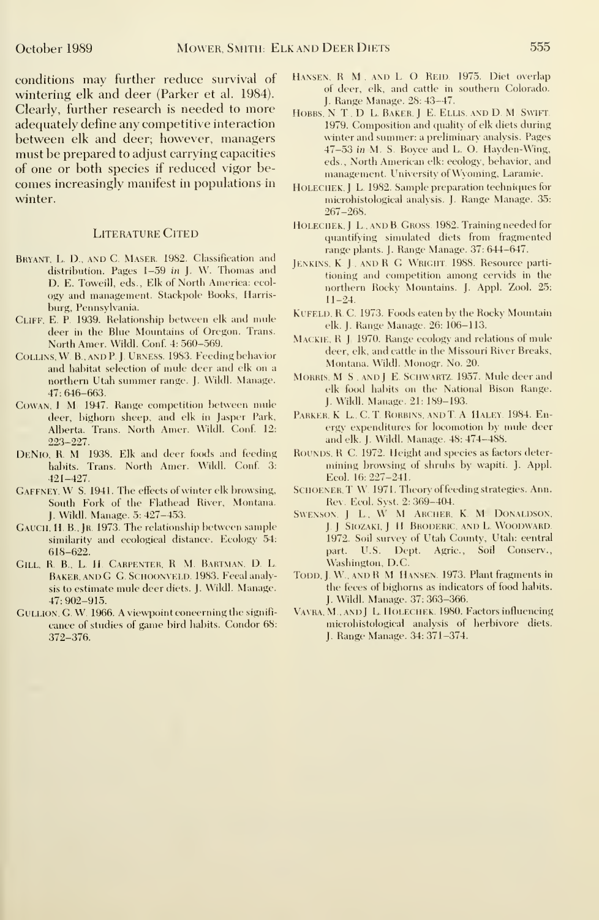conditions may further reduce survival of wintering elk and deer (Parker et al. 1984). Clearly, further research is needed to more adequately define any competitive interaction between elk and deer; however, managers must be prepared to adjust carrying capacities of one or both species if reduced vigor becomes increasingly manifest in populations in winter.

## Literature Cited

Bryant, L. D., and C. Maser. 1982. Classification and distribution. Pages 1–59 *in* J. W. Thomas and D. E. Toweill, eds., Elk of North America: ecology and management. Stackpole Books, Harrisburg, Pennsylvania.

Cliff, E. P. 1939. Relationship between elk and mule deer in the Blue Mountains of Oregon. Trans. North Amer. Wildl. Conf. 4: 560–569.

Collins, W. B., and P. J. Urness. 1983. Feeding behavior and habitat selection of mule deer and elk on a northern Utah summer range. J. Wildl. Manage. 47: 646–663.

Cowan, I. M. 1947. Range competition between mule deer, bighorn sheep, and elk in Jasper Park, Alberta. Trans. North Amer. Wildl. Conf. 12: 223–227.

DeNio, R. M. 1938. Elk and deer foods and feeding habits. Trans. North Amer. Wildl. Conf. 3: 421–427.

Gaffney, W. S. 1941. The effects of winter elk browsing, South Fork of the Flathead River, Montana. J. Wildl. Manage. 5: 427–453.

Gauch, H. B., Jr. 1973. The relationship between sample similarity and ecological distance. Ecology 54: 618–622.

Gill, R. B., L. H. Carpenter, R. M. Bartman, D. L. Baker, and G. G. Schoonveld. 1983. Fecal analysis to estimate mule deer diets. J. Wildl. Manage. 47: 902–915.

Gullion, G. W. 1966. A viewpoint concerning the significance of studies of game bird habits. Condor 68: 372–376.

Hansen, R. M., and L. O. Reid. 1975. Diet overlap of deer, elk, and cattle in southern Colorado. J. Range Manage. 28: 43–47.

Hobbs, N. T., D. L. Baker, J. E. Ellis, and D. M. Swift. 1979. Composition and quality of elk diets during winter and summer: a preliminary analysis. Pages 47–53 *in* M. S. Boyce and L. O. Hayden-Wing, eds., North American elk: ecology, behavior, and management. University of Wyoming, Laramie.

Holechek, J. L. 1982. Sample preparation techniques for microhistological analysis. J. Range Manage. 35: 267–268.

Holechek, J. L., and B. Gross. 1982. Training needed for quantifying simulated diets from fragmented range plants. J. Range Manage. 37: 644–647.

Jenkins, K. J., and R. G. Wright. 1988. Resource partitioning and competition among cervids in the northern Rocky Mountains. J. Appl. Zool. 25: 11–24.

Kufeld, R. C. 1973. Foods eaten by the Rocky Mountain elk. J. Range Manage. 26: 106–113.

Mackie, R. J. 1970. Range ecology and relations of mule deer, elk, and cattle in the Missouri River Breaks, Montana. Wildl. Monogr. No. 20.

Morris, M. S., and J. E. Schwartz. 1957. Mule deer and elk food habits on the National Bison Range. J. Wildl. Manage. 21: 189–193.

Parker, K. L., C. T. Robbins, and T. A. Haley. 1984. Energy expenditures for locomotion by mule deer and elk. J. Wildl. Manage. 48: 474–488.

Rounds, R. C. 1972. Height and species as factors determining browsing of shrubs by wapiti. J. Appl. Ecol. 16: 227–241.

Schoener, T. W. 1971. Theory of feeding strategies. Ann. Rev. Ecol. Syst. 2: 369–404.

Swenson, J. L., W. M. Archer, K. M. Donaldson, J. J. Siozaki, J. H. Broderic, and L. Woodward. 1972. Soil survey of Utah County, Utah: central part. U.S. Dept. Agric., Soil Conserv., Washington, D.C.

Todd, J. W., and R. M. Hansen. 1973. Plant fragments in the feces of bighorns as indicators of food habits. J. Wildl. Manage. 37: 363–366.

Vavra, M., and J. L. Holechek. 1980. Factors influencing microhistological analysis of herbivore diets. J. Range Manage. 34: 371–374.